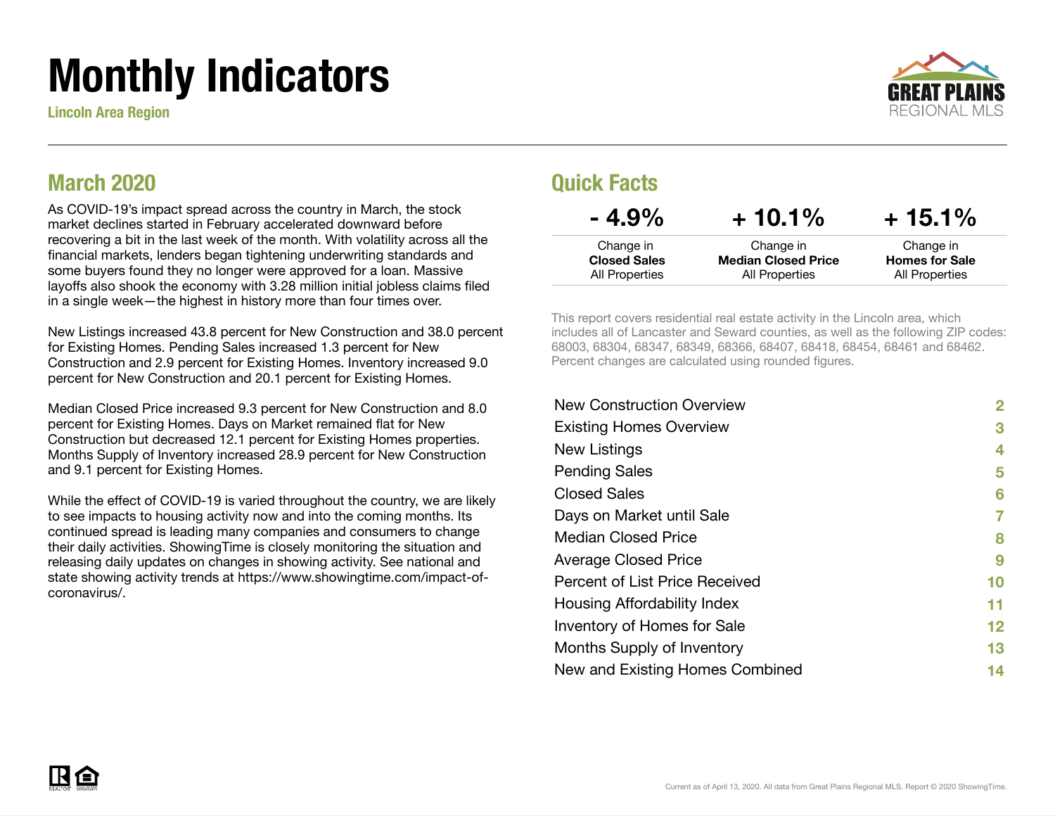# Monthly Indicators

**Lincoln Area Region**

GREAT PLAINS REGIONAL MLS

## March 2020

As COVID-19's impact spread across the country in March, the stock market declines started in February accelerated downward before recovering a bit in the last week of the month. With volatility across all the financial markets, lenders began tightening underwriting standards and some buyers found they no longer were approved for a loan. Massive layoffs also shook the economy with 3.28 million initial jobless claims filed in a single week—the highest in history more than four times over.

New Listings increased 43.8 percent for New Construction and 38.0 percent for Existing Homes. Pending Sales increased 1.3 percent for New Construction and 2.9 percent for Existing Homes. Inventory increased 9.0 percent for New Construction and 20.1 percent for Existing Homes.

Median Closed Price increased 9.3 percent for New Construction and 8.0 percent for Existing Homes. Days on Market remained flat for New Construction but decreased 12.1 percent for Existing Homes properties. Months Supply of Inventory increased 28.9 percent for New Construction and 9.1 percent for Existing Homes.

While the effect of COVID-19 is varied throughout the country, we are likely to see impacts to housing activity now and into the coming months. Its continued spread is leading many companies and consumers to change their daily activities. ShowingTime is closely monitoring the situation and releasing daily updates on changes in showing activity. See national and state showing activity trends at https://www.showingtime.com/impact-of-coronavirus/.

## Quick Facts

| - 4.9% | + 10.1% | + 15.1% |
|---|---|---|
| Change in **Closed Sales** All Properties | Change in **Median Closed Price** All Properties | Change in **Homes for Sale** All Properties |

This report covers residential real estate activity in the Lincoln area, which includes all of Lancaster and Seward counties, as well as the following ZIP codes: 68003, 68304, 68347, 68349, 68366, 68407, 68418, 68454, 68461 and 68462. Percent changes are calculated using rounded figures.

| | |
|---|---|
| New Construction Overview | 2 |
| Existing Homes Overview | 3 |
| New Listings | 4 |
| Pending Sales | 5 |
| Closed Sales | 6 |
| Days on Market until Sale | 7 |
| Median Closed Price | 8 |
| Average Closed Price | 9 |
| Percent of List Price Received | 10 |
| Housing Affordability Index | 11 |
| Inventory of Homes for Sale | 12 |
| Months Supply of Inventory | 13 |
| New and Existing Homes Combined | 14 |

Current as of April 13, 2020. All data from Great Plains Regional MLS. Report © 2020 ShowingTime.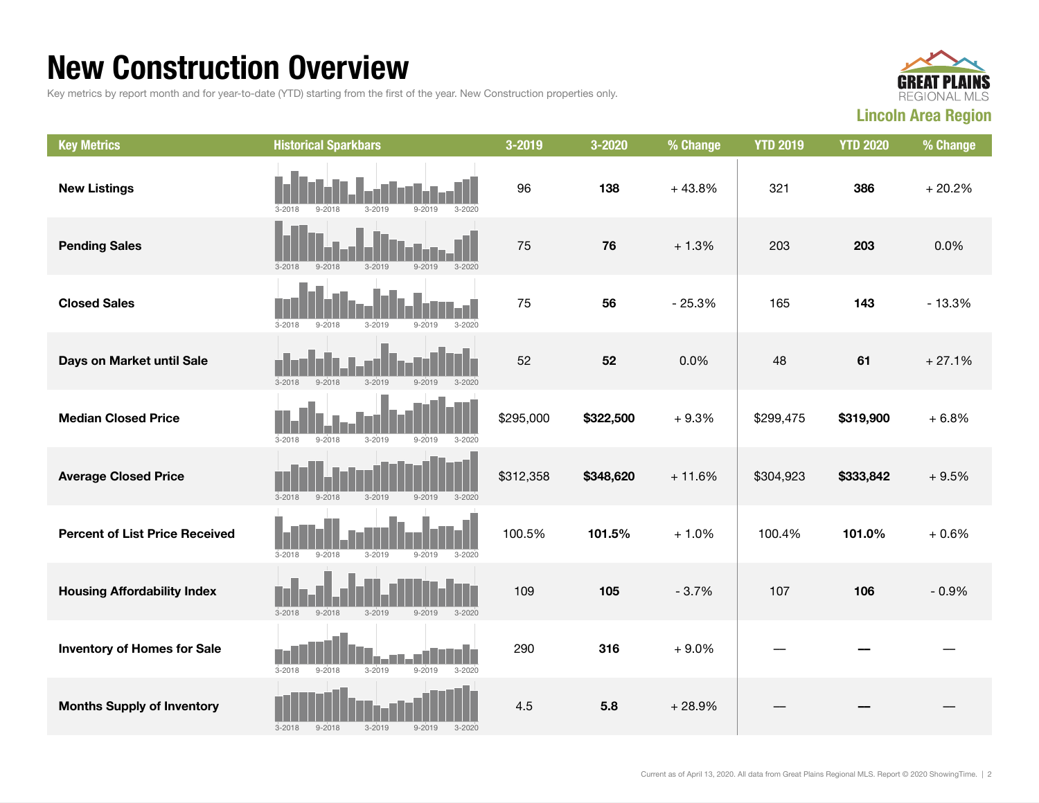# New Construction Overview

Key metrics by report month and for year-to-date (YTD) starting from the first of the year. New Construction properties only.

GREAT PLAINS REGIONAL MLS

**Lincoln Area Region**

| Key Metrics | Historical Sparkbars | 3-2019 | 3-2020 | % Change | YTD 2019 | YTD 2020 | % Change |
|---|---|---|---|---|---|---|---|
| **New Listings** | 3-2018 9-2018 3-2019 9-2019 3-2020 | 96 | **138** | + 43.8% | 321 | **386** | + 20.2% |
| **Pending Sales** | 3-2018 9-2018 3-2019 9-2019 3-2020 | 75 | **76** | + 1.3% | 203 | **203** | 0.0% |
| **Closed Sales** | 3-2018 9-2018 3-2019 9-2019 3-2020 | 75 | **56** | - 25.3% | 165 | **143** | - 13.3% |
| **Days on Market until Sale** | 3-2018 9-2018 3-2019 9-2019 3-2020 | 52 | **52** | 0.0% | 48 | **61** | + 27.1% |
| **Median Closed Price** | 3-2018 9-2018 3-2019 9-2019 3-2020 | $295,000 | **$322,500** | + 9.3% | $299,475 | **$319,900** | + 6.8% |
| **Average Closed Price** | 3-2018 9-2018 3-2019 9-2019 3-2020 | $312,358 | **$348,620** | + 11.6% | $304,923 | **$333,842** | + 9.5% |
| **Percent of List Price Received** | 3-2018 9-2018 3-2019 9-2019 3-2020 | 100.5% | **101.5%** | + 1.0% | 100.4% | **101.0%** | + 0.6% |
| **Housing Affordability Index** | 3-2018 9-2018 3-2019 9-2019 3-2020 | 109 | **105** | - 3.7% | 107 | **106** | - 0.9% |
| **Inventory of Homes for Sale** | 3-2018 9-2018 3-2019 9-2019 3-2020 | 290 | **316** | + 9.0% | — | **—** | — |
| **Months Supply of Inventory** | 3-2018 9-2018 3-2019 9-2019 3-2020 | 4.5 | **5.8** | + 28.9% | — | **—** | — |

Current as of April 13, 2020. All data from Great Plains Regional MLS. Report © 2020 ShowingTime.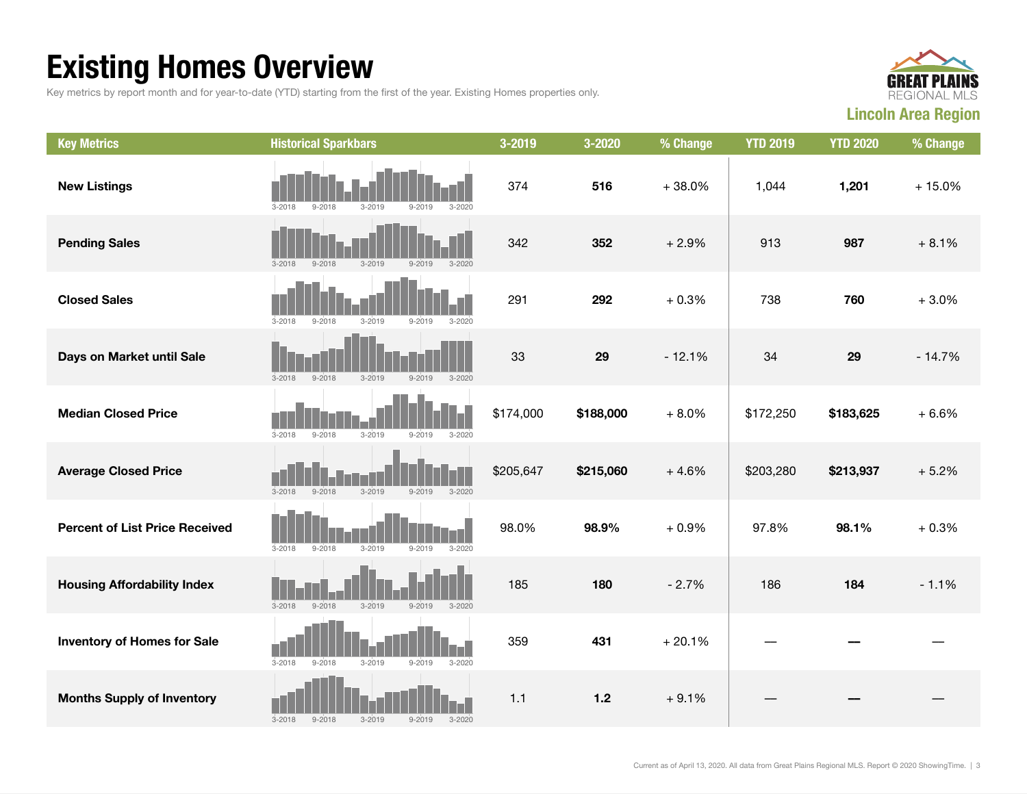# Existing Homes Overview

Key metrics by report month and for year-to-date (YTD) starting from the first of the year. Existing Homes properties only.

GREAT PLAINS REGIONAL MLS

**Lincoln Area Region**

| Key Metrics | Historical Sparkbars | 3-2019 | 3-2020 | % Change | YTD 2019 | YTD 2020 | % Change |
|---|---|---|---|---|---|---|---|
| **New Listings** | 3-2018 9-2018 3-2019 9-2019 3-2020 | 374 | **516** | + 38.0% | 1,044 | **1,201** | + 15.0% |
| **Pending Sales** | 3-2018 9-2018 3-2019 9-2019 3-2020 | 342 | **352** | + 2.9% | 913 | **987** | + 8.1% |
| **Closed Sales** | 3-2018 9-2018 3-2019 9-2019 3-2020 | 291 | **292** | + 0.3% | 738 | **760** | + 3.0% |
| **Days on Market until Sale** | 3-2018 9-2018 3-2019 9-2019 3-2020 | 33 | **29** | - 12.1% | 34 | **29** | - 14.7% |
| **Median Closed Price** | 3-2018 9-2018 3-2019 9-2019 3-2020 | $174,000 | **$188,000** | + 8.0% | $172,250 | **$183,625** | + 6.6% |
| **Average Closed Price** | 3-2018 9-2018 3-2019 9-2019 3-2020 | $205,647 | **$215,060** | + 4.6% | $203,280 | **$213,937** | + 5.2% |
| **Percent of List Price Received** | 3-2018 9-2018 3-2019 9-2019 3-2020 | 98.0% | **98.9%** | + 0.9% | 97.8% | **98.1%** | + 0.3% |
| **Housing Affordability Index** | 3-2018 9-2018 3-2019 9-2019 3-2020 | 185 | **180** | - 2.7% | 186 | **184** | - 1.1% |
| **Inventory of Homes for Sale** | 3-2018 9-2018 3-2019 9-2019 3-2020 | 359 | **431** | + 20.1% | — | **—** | — |
| **Months Supply of Inventory** | 3-2018 9-2018 3-2019 9-2019 3-2020 | 1.1 | **1.2** | + 9.1% | — | **—** | — |

Current as of April 13, 2020. All data from Great Plains Regional MLS. Report © 2020 ShowingTime.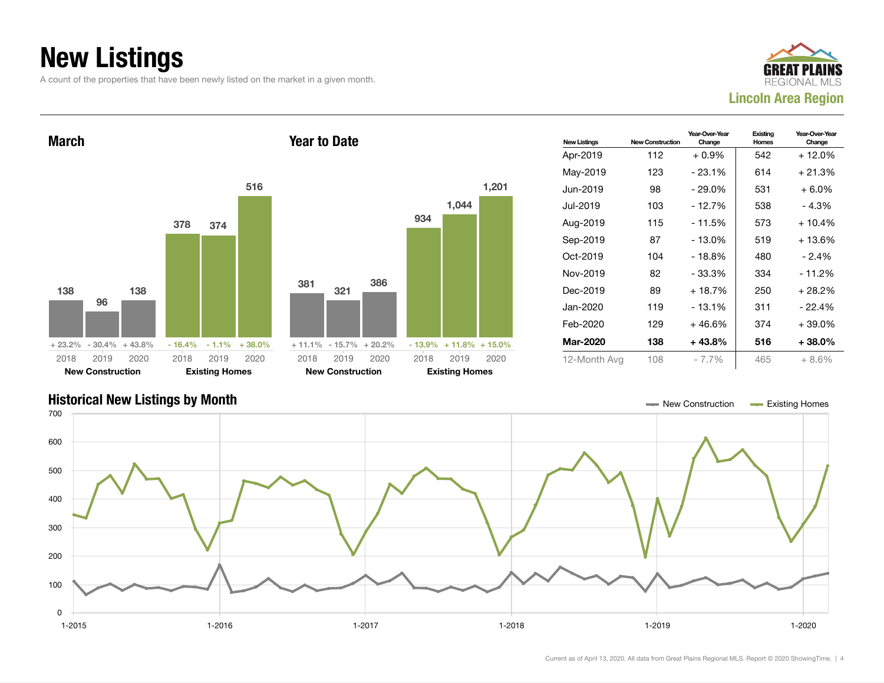# New Listings

A count of the properties that have been newly listed on the market in a given month.

GREAT PLAINS REGIONAL MLS

**Lincoln Area Region**

## March

| | 2018 | 2019 | 2020 |
|---|---|---|---|
| New Construction | 138 | 96 | 138 |
| Change | + 23.2% | - 30.4% | + 43.8% |
| Existing Homes | 378 | 374 | 516 |
| Change | - 16.4% | - 1.1% | + 38.0% |

## Year to Date

| | 2018 | 2019 | 2020 |
|---|---|---|---|
| New Construction | 381 | 321 | 386 |
| Change | + 11.1% | - 15.7% | + 20.2% |
| Existing Homes | 934 | 1,044 | 1,201 |
| Change | - 13.9% | + 11.8% | + 15.0% |

| New Listings | New Construction | Year-Over-Year Change | Existing Homes | Year-Over-Year Change |
|---|---|---|---|---|
| Apr-2019 | 112 | + 0.9% | 542 | + 12.0% |
| May-2019 | 123 | - 23.1% | 614 | + 21.3% |
| Jun-2019 | 98 | - 29.0% | 531 | + 6.0% |
| Jul-2019 | 103 | - 12.7% | 538 | - 4.3% |
| Aug-2019 | 115 | - 11.5% | 573 | + 10.4% |
| Sep-2019 | 87 | - 13.0% | 519 | + 13.6% |
| Oct-2019 | 104 | - 18.8% | 480 | - 2.4% |
| Nov-2019 | 82 | - 33.3% | 334 | - 11.2% |
| Dec-2019 | 89 | + 18.7% | 250 | + 28.2% |
| Jan-2020 | 119 | - 13.1% | 311 | - 22.4% |
| Feb-2020 | 129 | + 46.6% | 374 | + 39.0% |
| **Mar-2020** | **138** | **+ 43.8%** | **516** | **+ 38.0%** |
| 12-Month Avg | 108 | - 7.7% | 465 | + 8.6% |

## Historical New Listings by Month

Current as of April 13, 2020. All data from Great Plains Regional MLS. Report © 2020 ShowingTime.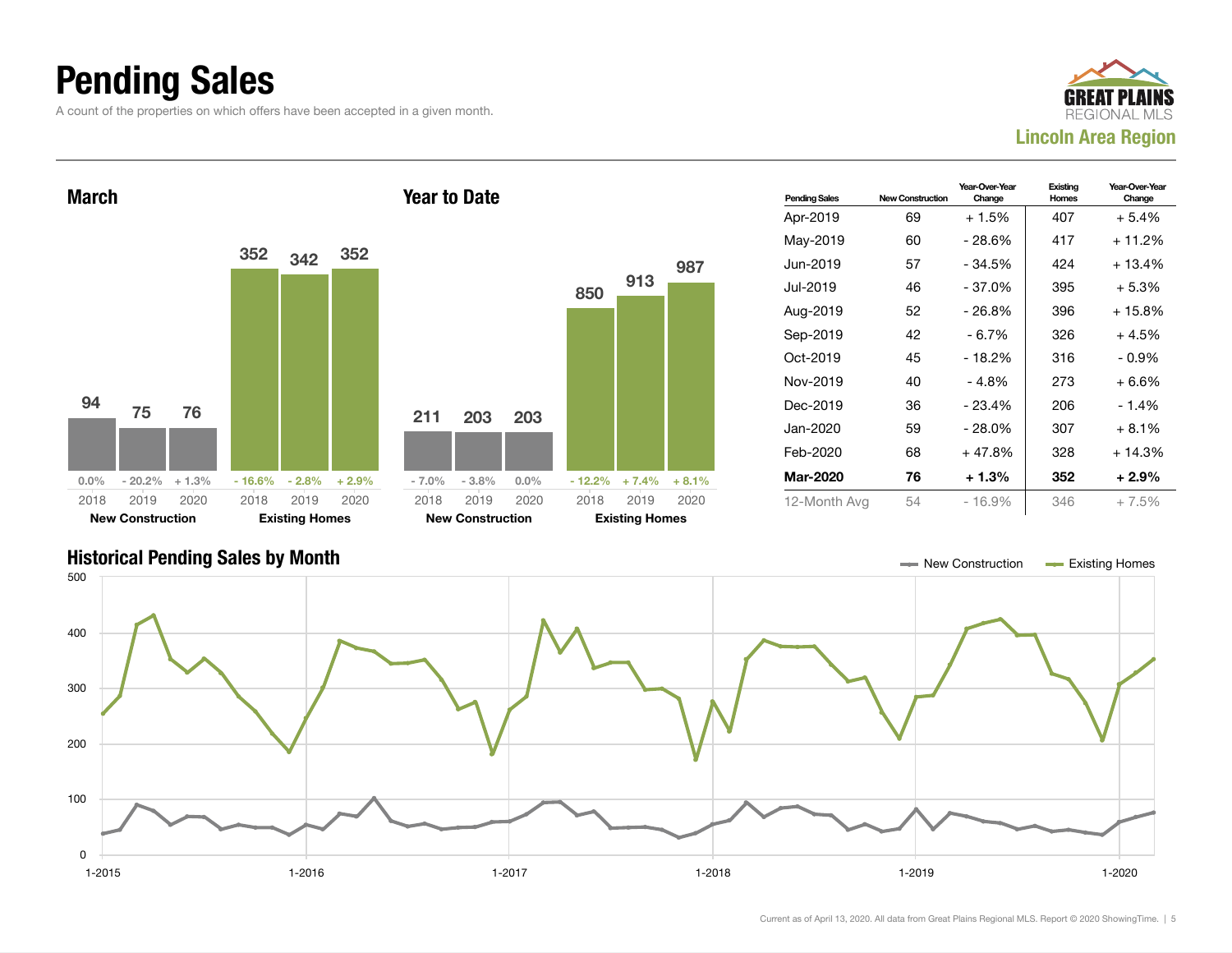# Pending Sales

A count of the properties on which offers have been accepted in a given month.

GREAT PLAINS REGIONAL MLS

**Lincoln Area Region**

## March

| | 2018 | 2019 | 2020 |
|---|---|---|---|
| **New Construction** | 94 | 75 | 76 |
| Change | 0.0% | - 20.2% | + 1.3% |
| **Existing Homes** | 352 | 342 | 352 |
| Change | - 16.6% | - 2.8% | + 2.9% |

## Year to Date

| | 2018 | 2019 | 2020 |
|---|---|---|---|
| **New Construction** | 211 | 203 | 203 |
| Change | - 7.0% | - 3.8% | 0.0% |
| **Existing Homes** | 850 | 913 | 987 |
| Change | - 12.2% | + 7.4% | + 8.1% |

| Pending Sales | New Construction | Year-Over-Year Change | Existing Homes | Year-Over-Year Change |
|---|---|---|---|---|
| Apr-2019 | 69 | + 1.5% | 407 | + 5.4% |
| May-2019 | 60 | - 28.6% | 417 | + 11.2% |
| Jun-2019 | 57 | - 34.5% | 424 | + 13.4% |
| Jul-2019 | 46 | - 37.0% | 395 | + 5.3% |
| Aug-2019 | 52 | - 26.8% | 396 | + 15.8% |
| Sep-2019 | 42 | - 6.7% | 326 | + 4.5% |
| Oct-2019 | 45 | - 18.2% | 316 | - 0.9% |
| Nov-2019 | 40 | - 4.8% | 273 | + 6.6% |
| Dec-2019 | 36 | - 23.4% | 206 | - 1.4% |
| Jan-2020 | 59 | - 28.0% | 307 | + 8.1% |
| Feb-2020 | 68 | + 47.8% | 328 | + 14.3% |
| **Mar-2020** | **76** | **+ 1.3%** | **352** | **+ 2.9%** |
| 12-Month Avg | 54 | - 16.9% | 346 | + 7.5% |

## Historical Pending Sales by Month

New Construction — Existing Homes

Current as of April 13, 2020. All data from Great Plains Regional MLS. Report © 2020 ShowingTime.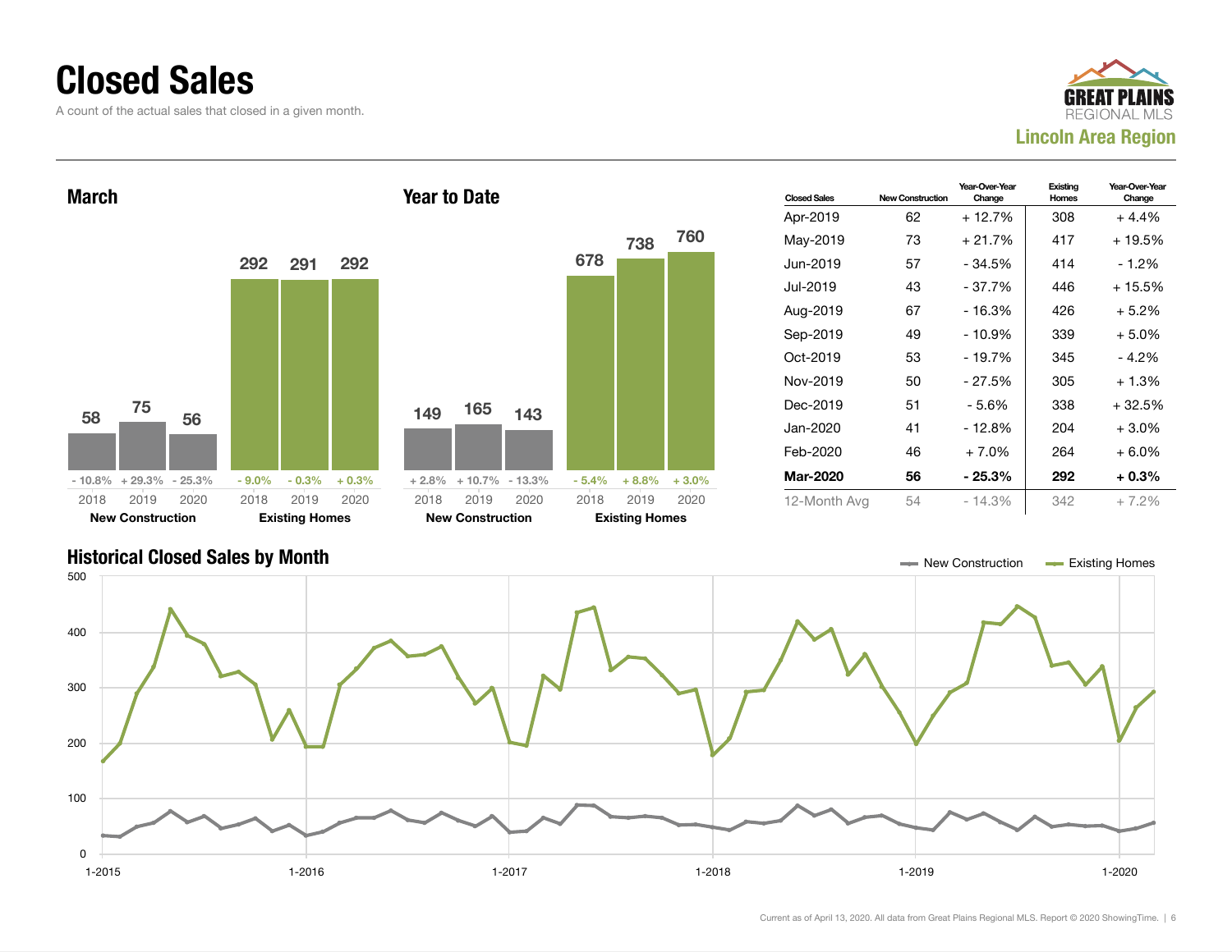# Closed Sales

A count of the actual sales that closed in a given month.

**Lincoln Area Region**

## March

| | 2018 | 2019 | 2020 |
|---|---|---|---|
| New Construction | 58 | 75 | 56 |
| Change | - 10.8% | + 29.3% | - 25.3% |
| Existing Homes | 292 | 291 | 292 |
| Change | - 9.0% | - 0.3% | + 0.3% |

## Year to Date

| | 2018 | 2019 | 2020 |
|---|---|---|---|
| New Construction | 149 | 165 | 143 |
| Change | + 2.8% | + 10.7% | - 13.3% |
| Existing Homes | 678 | 738 | 760 |
| Change | - 5.4% | + 8.8% | + 3.0% |

| Closed Sales | New Construction | Year-Over-Year Change | Existing Homes | Year-Over-Year Change |
|---|---|---|---|---|
| Apr-2019 | 62 | + 12.7% | 308 | + 4.4% |
| May-2019 | 73 | + 21.7% | 417 | + 19.5% |
| Jun-2019 | 57 | - 34.5% | 414 | - 1.2% |
| Jul-2019 | 43 | - 37.7% | 446 | + 15.5% |
| Aug-2019 | 67 | - 16.3% | 426 | + 5.2% |
| Sep-2019 | 49 | - 10.9% | 339 | + 5.0% |
| Oct-2019 | 53 | - 19.7% | 345 | - 4.2% |
| Nov-2019 | 50 | - 27.5% | 305 | + 1.3% |
| Dec-2019 | 51 | - 5.6% | 338 | + 32.5% |
| Jan-2020 | 41 | - 12.8% | 204 | + 3.0% |
| Feb-2020 | 46 | + 7.0% | 264 | + 6.0% |
| **Mar-2020** | **56** | **- 25.3%** | **292** | **+ 0.3%** |
| 12-Month Avg | 54 | - 14.3% | 342 | + 7.2% |

## Historical Closed Sales by Month

New Construction — Existing Homes

Current as of April 13, 2020. All data from Great Plains Regional MLS. Report © 2020 ShowingTime.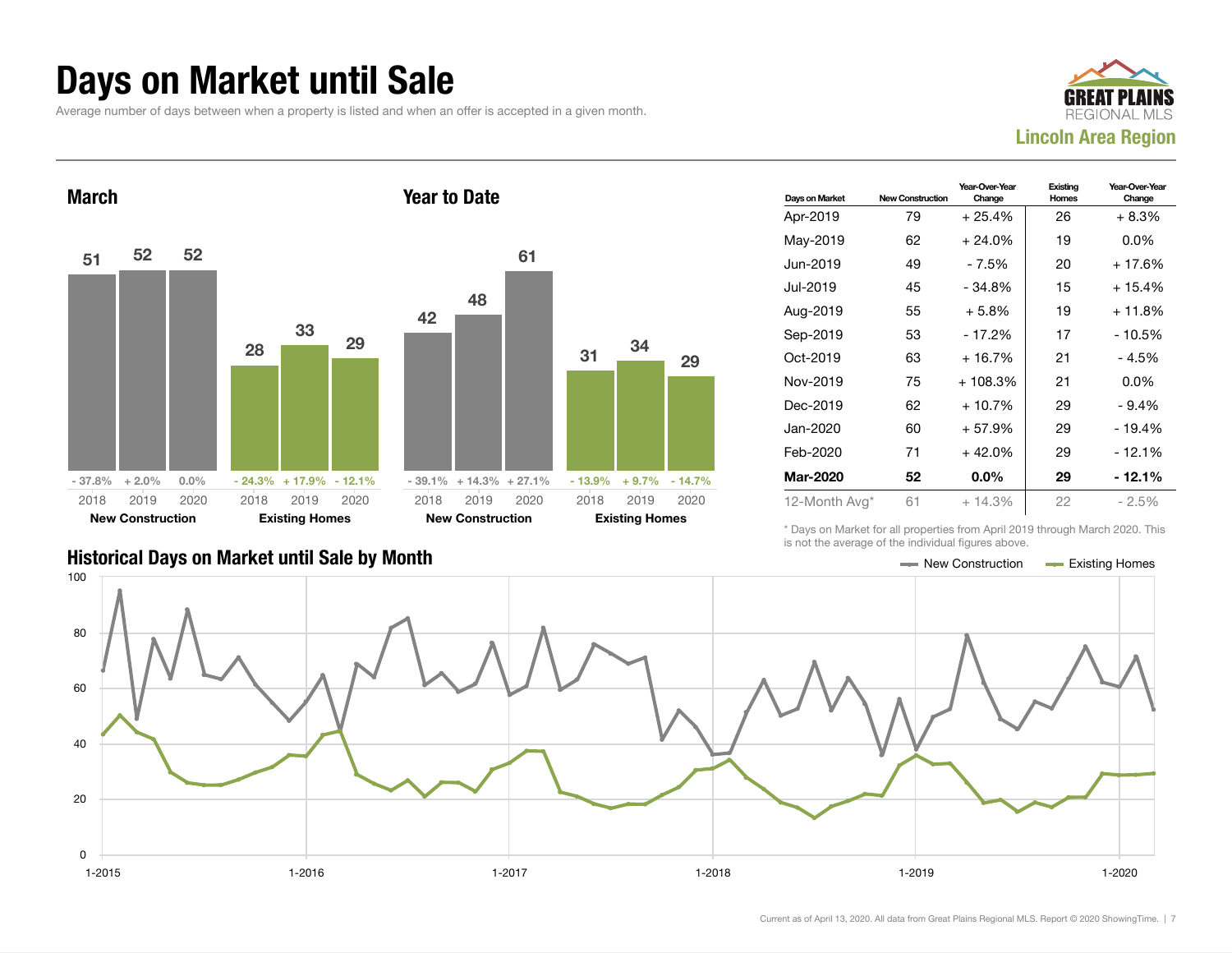# Days on Market until Sale

Average number of days between when a property is listed and when an offer is accepted in a given month.

GREAT PLAINS REGIONAL MLS
**Lincoln Area Region**

## March

| | 2018 | 2019 | 2020 |
|---|---|---|---|
| New Construction | 51 | 52 | 52 |
| Change | - 37.8% | + 2.0% | 0.0% |
| Existing Homes | 28 | 33 | 29 |
| Change | - 24.3% | + 17.9% | - 12.1% |

## Year to Date

| | 2018 | 2019 | 2020 |
|---|---|---|---|
| New Construction | 42 | 48 | 61 |
| Change | - 39.1% | + 14.3% | + 27.1% |
| Existing Homes | 31 | 34 | 29 |
| Change | - 13.9% | + 9.7% | - 14.7% |

| Days on Market | New Construction | Year-Over-Year Change | Existing Homes | Year-Over-Year Change |
|---|---|---|---|---|
| Apr-2019 | 79 | + 25.4% | 26 | + 8.3% |
| May-2019 | 62 | + 24.0% | 19 | 0.0% |
| Jun-2019 | 49 | - 7.5% | 20 | + 17.6% |
| Jul-2019 | 45 | - 34.8% | 15 | + 15.4% |
| Aug-2019 | 55 | + 5.8% | 19 | + 11.8% |
| Sep-2019 | 53 | - 17.2% | 17 | - 10.5% |
| Oct-2019 | 63 | + 16.7% | 21 | - 4.5% |
| Nov-2019 | 75 | + 108.3% | 21 | 0.0% |
| Dec-2019 | 62 | + 10.7% | 29 | - 9.4% |
| Jan-2020 | 60 | + 57.9% | 29 | - 19.4% |
| Feb-2020 | 71 | + 42.0% | 29 | - 12.1% |
| **Mar-2020** | **52** | **0.0%** | **29** | **- 12.1%** |
| 12-Month Avg* | 61 | + 14.3% | 22 | - 2.5% |

\* Days on Market for all properties from April 2019 through March 2020. This is not the average of the individual figures above.

## Historical Days on Market until Sale by Month

Current as of April 13, 2020. All data from Great Plains Regional MLS. Report © 2020 ShowingTime.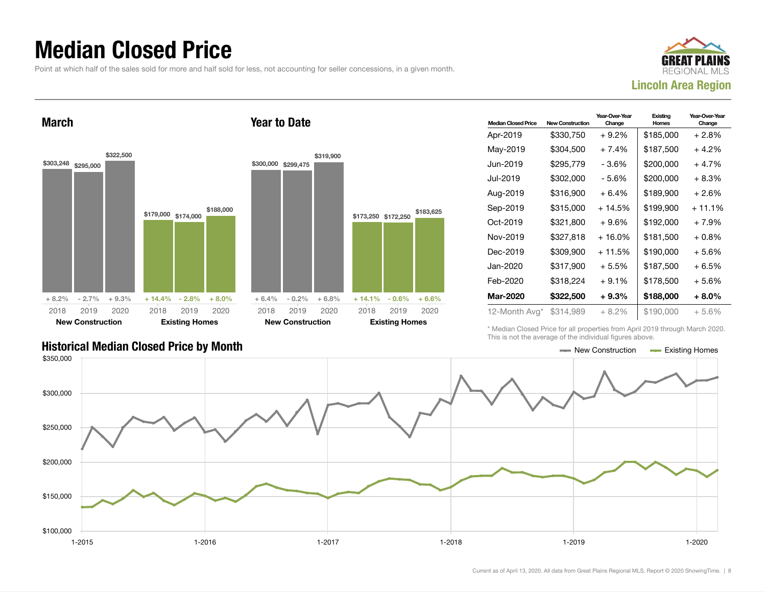# Median Closed Price

Point at which half of the sales sold for more and half sold for less, not accounting for seller concessions, in a given month.

**Lincoln Area Region**

## March

| | New Construction | | | Existing Homes | | |
|---|---|---|---|---|---|---|
| | 2018 | 2019 | 2020 | 2018 | 2019 | 2020 |
| Median Closed Price | $303,248 | $295,000 | $322,500 | $179,000 | $174,000 | $188,000 |
| Change | + 8.2% | - 2.7% | + 9.3% | + 14.4% | - 2.8% | + 8.0% |

## Year to Date

| | New Construction | | | Existing Homes | | |
|---|---|---|---|---|---|---|
| | 2018 | 2019 | 2020 | 2018 | 2019 | 2020 |
| Median Closed Price | $300,000 | $299,475 | $319,900 | $173,250 | $172,250 | $183,625 |
| Change | + 6.4% | - 0.2% | + 6.8% | + 14.1% | - 0.6% | + 6.6% |

| Median Closed Price | New Construction | Year-Over-Year Change | Existing Homes | Year-Over-Year Change |
|---|---|---|---|---|
| Apr-2019 | $330,750 | + 9.2% | $185,000 | + 2.8% |
| May-2019 | $304,500 | + 7.4% | $187,500 | + 4.2% |
| Jun-2019 | $295,779 | - 3.6% | $200,000 | + 4.7% |
| Jul-2019 | $302,000 | - 5.6% | $200,000 | + 8.3% |
| Aug-2019 | $316,900 | + 6.4% | $189,900 | + 2.6% |
| Sep-2019 | $315,000 | + 14.5% | $199,900 | + 11.1% |
| Oct-2019 | $321,800 | + 9.6% | $192,000 | + 7.9% |
| Nov-2019 | $327,818 | + 16.0% | $181,500 | + 0.8% |
| Dec-2019 | $309,900 | + 11.5% | $190,000 | + 5.6% |
| Jan-2020 | $317,900 | + 5.5% | $187,500 | + 6.5% |
| Feb-2020 | $318,224 | + 9.1% | $178,500 | + 5.6% |
| **Mar-2020** | **$322,500** | **+ 9.3%** | **$188,000** | **+ 8.0%** |
| 12-Month Avg* | $314,989 | + 8.2% | $190,000 | + 5.6% |

\* Median Closed Price for all properties from April 2019 through March 2020. This is not the average of the individual figures above.

## Historical Median Closed Price by Month

New Construction — Existing Homes

Current as of April 13, 2020. All data from Great Plains Regional MLS. Report © 2020 ShowingTime.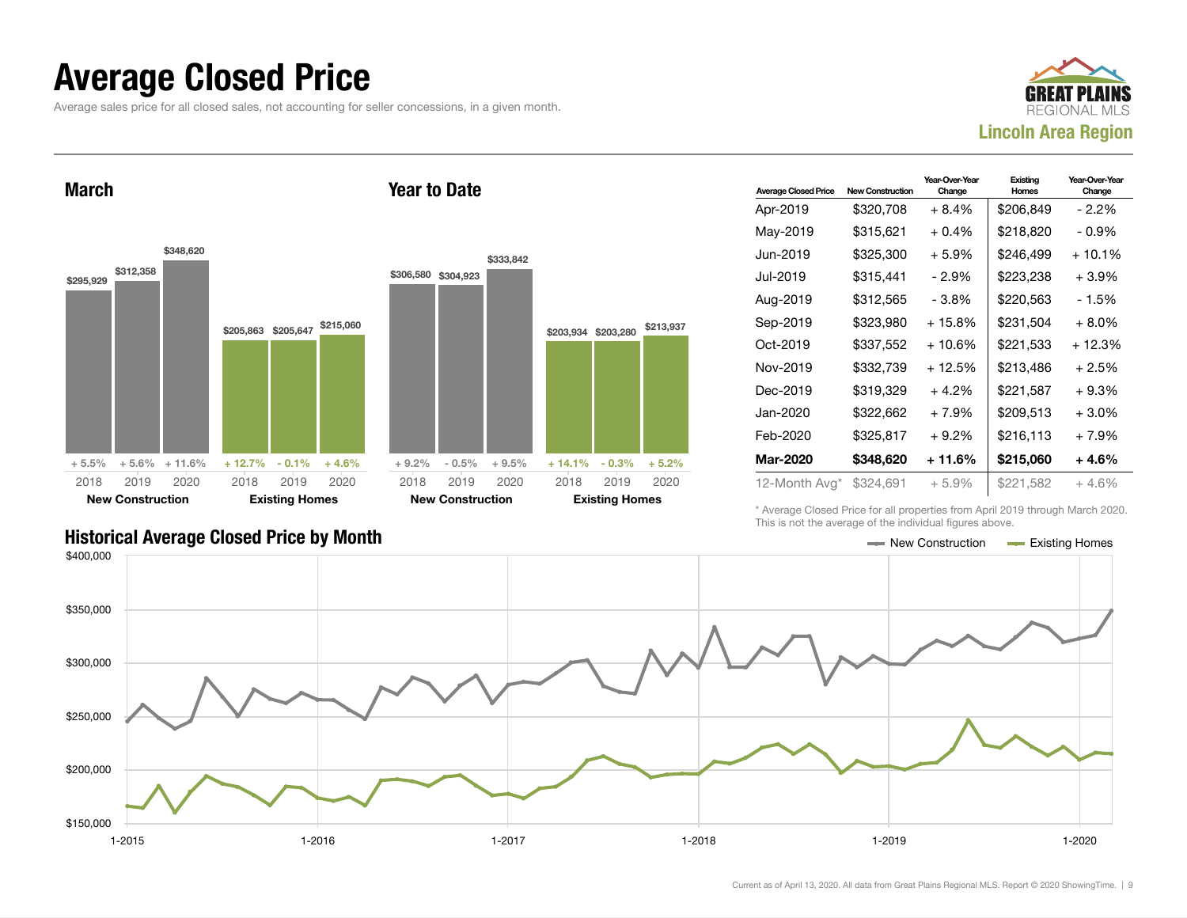# Average Closed Price

Average sales price for all closed sales, not accounting for seller concessions, in a given month.

**GREAT PLAINS REGIONAL MLS**
**Lincoln Area Region**

## March

| | 2018 | 2019 | 2020 |
|---|---|---|---|
| New Construction | $295,929 (+ 5.5%) | $312,358 (+ 5.6%) | $348,620 (+ 11.6%) |
| Existing Homes | $205,863 (+ 12.7%) | $205,647 (- 0.1%) | $215,060 (+ 4.6%) |

## Year to Date

| | 2018 | 2019 | 2020 |
|---|---|---|---|
| New Construction | $306,580 (+ 9.2%) | $304,923 (- 0.5%) | $333,842 (+ 9.5%) |
| Existing Homes | $203,934 (+ 14.1%) | $203,280 (- 0.3%) | $213,937 (+ 5.2%) |

| Average Closed Price | New Construction | Year-Over-Year Change | Existing Homes | Year-Over-Year Change |
|---|---|---|---|---|
| Apr-2019 | $320,708 | + 8.4% | $206,849 | - 2.2% |
| May-2019 | $315,621 | + 0.4% | $218,820 | - 0.9% |
| Jun-2019 | $325,300 | + 5.9% | $246,499 | + 10.1% |
| Jul-2019 | $315,441 | - 2.9% | $223,238 | + 3.9% |
| Aug-2019 | $312,565 | - 3.8% | $220,563 | - 1.5% |
| Sep-2019 | $323,980 | + 15.8% | $231,504 | + 8.0% |
| Oct-2019 | $337,552 | + 10.6% | $221,533 | + 12.3% |
| Nov-2019 | $332,739 | + 12.5% | $213,486 | + 2.5% |
| Dec-2019 | $319,329 | + 4.2% | $221,587 | + 9.3% |
| Jan-2020 | $322,662 | + 7.9% | $209,513 | + 3.0% |
| Feb-2020 | $325,817 | + 9.2% | $216,113 | + 7.9% |
| **Mar-2020** | **$348,620** | **+ 11.6%** | **$215,060** | **+ 4.6%** |
| 12-Month Avg* | $324,691 | + 5.9% | $221,582 | + 4.6% |

\* Average Closed Price for all properties from April 2019 through March 2020. This is not the average of the individual figures above.

## Historical Average Closed Price by Month

Legend: New Construction, Existing Homes

Y-axis: $150,000 to $400,000; X-axis: 1-2015, 1-2016, 1-2017, 1-2018, 1-2019, 1-2020

Current as of April 13, 2020. All data from Great Plains Regional MLS. Report © 2020 ShowingTime.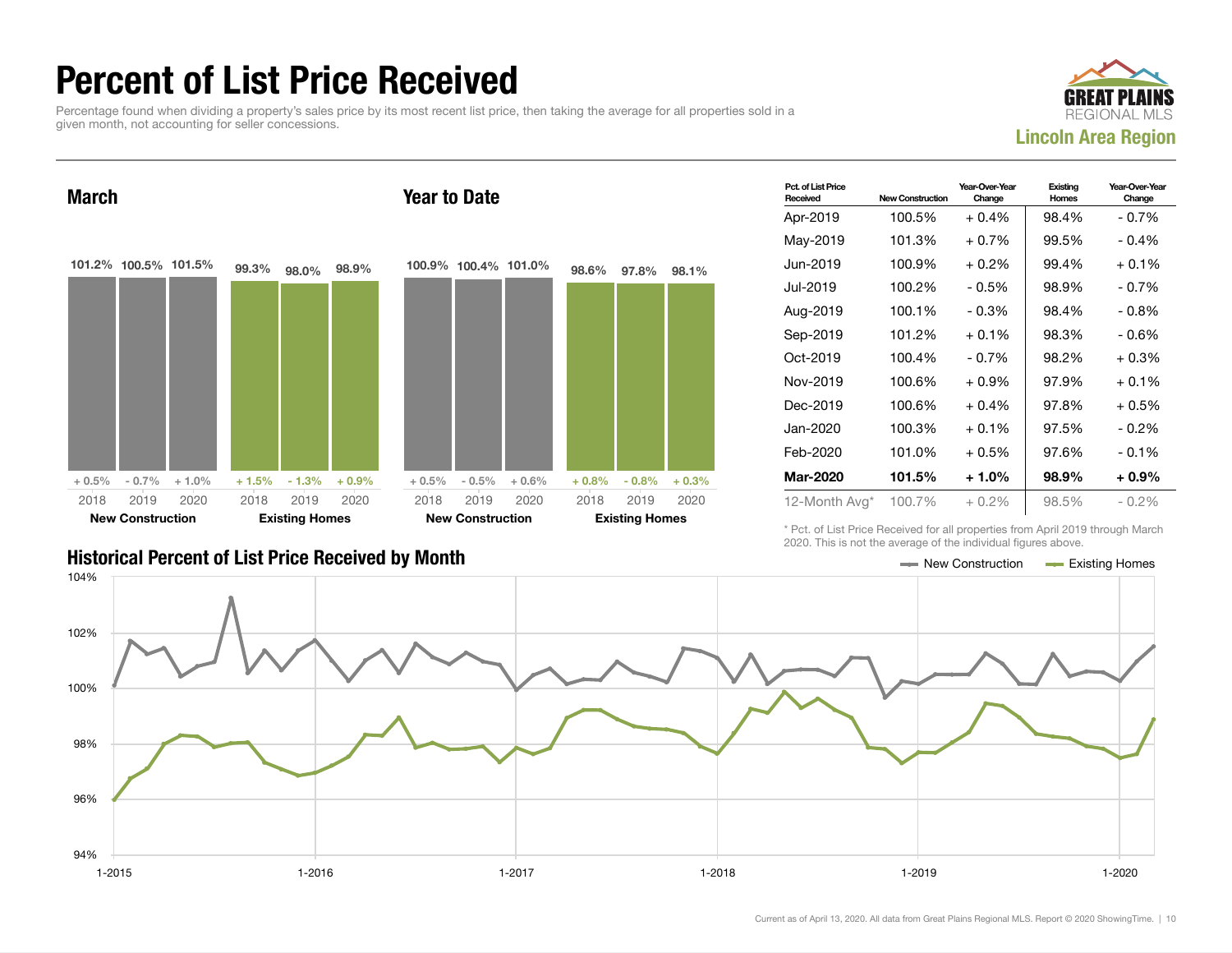# Percent of List Price Received

Percentage found when dividing a property's sales price by its most recent list price, then taking the average for all properties sold in a given month, not accounting for seller concessions.

GREAT PLAINS REGIONAL MLS

**Lincoln Area Region**

## March

| | 2018 | 2019 | 2020 |
|---|---|---|---|
| New Construction | 101.2% | 100.5% | 101.5% |
| Year-Over-Year Change | + 0.5% | - 0.7% | + 1.0% |
| Existing Homes | 99.3% | 98.0% | 98.9% |
| Year-Over-Year Change | + 1.5% | - 1.3% | + 0.9% |

## Year to Date

| | 2018 | 2019 | 2020 |
|---|---|---|---|
| New Construction | 100.9% | 100.4% | 101.0% |
| Year-Over-Year Change | + 0.5% | - 0.5% | + 0.6% |
| Existing Homes | 98.6% | 97.8% | 98.1% |
| Year-Over-Year Change | + 0.8% | - 0.8% | + 0.3% |

| Pct. of List Price Received | New Construction | Year-Over-Year Change | Existing Homes | Year-Over-Year Change |
|---|---|---|---|---|
| Apr-2019 | 100.5% | + 0.4% | 98.4% | - 0.7% |
| May-2019 | 101.3% | + 0.7% | 99.5% | - 0.4% |
| Jun-2019 | 100.9% | + 0.2% | 99.4% | + 0.1% |
| Jul-2019 | 100.2% | - 0.5% | 98.9% | - 0.7% |
| Aug-2019 | 100.1% | - 0.3% | 98.4% | - 0.8% |
| Sep-2019 | 101.2% | + 0.1% | 98.3% | - 0.6% |
| Oct-2019 | 100.4% | - 0.7% | 98.2% | + 0.3% |
| Nov-2019 | 100.6% | + 0.9% | 97.9% | + 0.1% |
| Dec-2019 | 100.6% | + 0.4% | 97.8% | + 0.5% |
| Jan-2020 | 100.3% | + 0.1% | 97.5% | - 0.2% |
| Feb-2020 | 101.0% | + 0.5% | 97.6% | - 0.1% |
| **Mar-2020** | **101.5%** | **+ 1.0%** | **98.9%** | **+ 0.9%** |
| 12-Month Avg* | 100.7% | + 0.2% | 98.5% | - 0.2% |

\* Pct. of List Price Received for all properties from April 2019 through March 2020. This is not the average of the individual figures above.

## Historical Percent of List Price Received by Month

New Construction — Existing Homes

Current as of April 13, 2020. All data from Great Plains Regional MLS. Report © 2020 ShowingTime.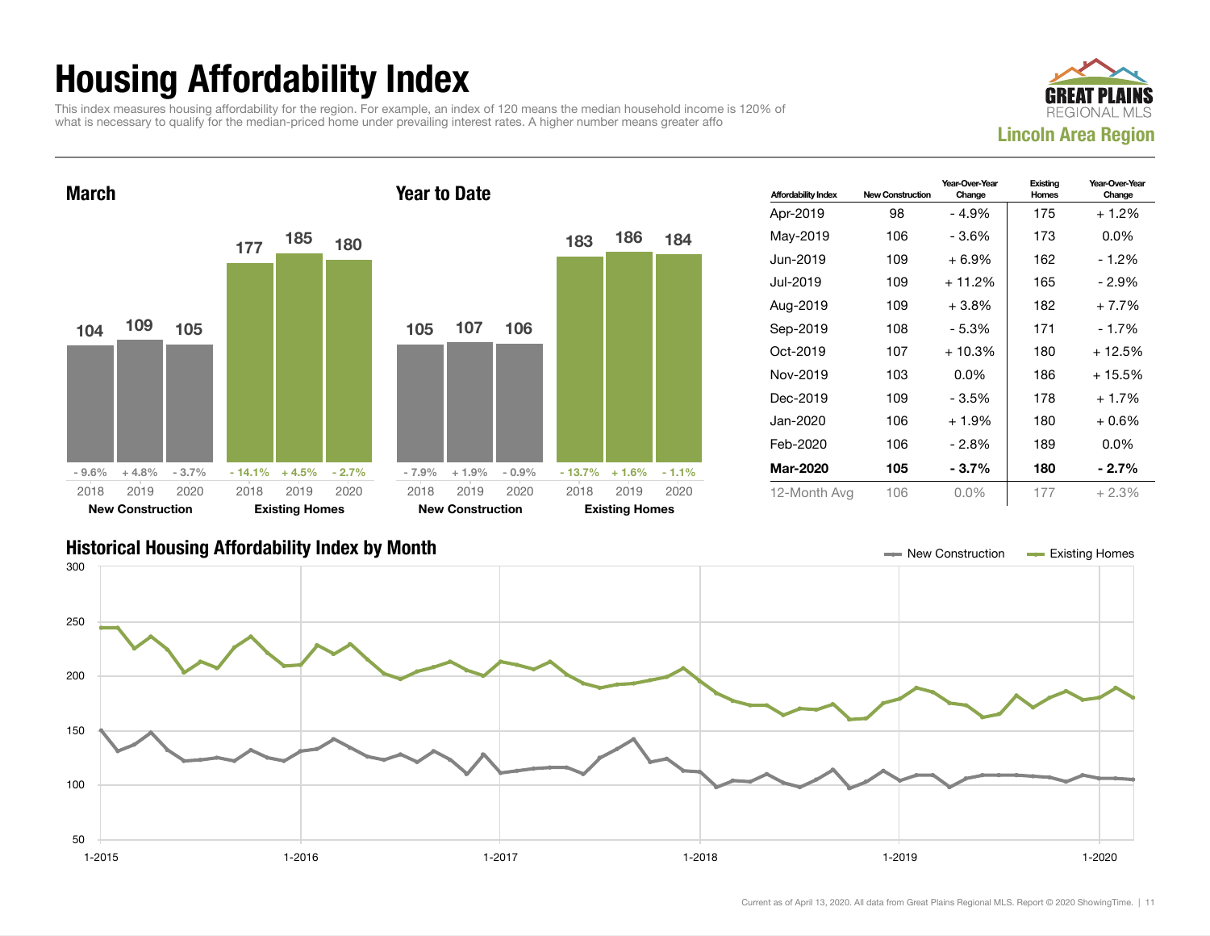# Housing Affordability Index

This index measures housing affordability for the region. For example, an index of 120 means the median household income is 120% of what is necessary to qualify for the median-priced home under prevailing interest rates. A higher number means greater affo

**GREAT PLAINS REGIONAL MLS**
**Lincoln Area Region**

## March

| | New Construction | | | Existing Homes | | |
|---|---|---|---|---|---|---|
| | 2018 | 2019 | 2020 | 2018 | 2019 | 2020 |
| Index | 104 | 109 | 105 | 177 | 185 | 180 |
| Change | - 9.6% | + 4.8% | - 3.7% | - 14.1% | + 4.5% | - 2.7% |

## Year to Date

| | New Construction | | | Existing Homes | | |
|---|---|---|---|---|---|---|
| | 2018 | 2019 | 2020 | 2018 | 2019 | 2020 |
| Index | 105 | 107 | 106 | 183 | 186 | 184 |
| Change | - 7.9% | + 1.9% | - 0.9% | - 13.7% | + 1.6% | - 1.1% |

| Affordability Index | New Construction | Year-Over-Year Change | Existing Homes | Year-Over-Year Change |
|---|---|---|---|---|
| Apr-2019 | 98 | - 4.9% | 175 | + 1.2% |
| May-2019 | 106 | - 3.6% | 173 | 0.0% |
| Jun-2019 | 109 | + 6.9% | 162 | - 1.2% |
| Jul-2019 | 109 | + 11.2% | 165 | - 2.9% |
| Aug-2019 | 109 | + 3.8% | 182 | + 7.7% |
| Sep-2019 | 108 | - 5.3% | 171 | - 1.7% |
| Oct-2019 | 107 | + 10.3% | 180 | + 12.5% |
| Nov-2019 | 103 | 0.0% | 186 | + 15.5% |
| Dec-2019 | 109 | - 3.5% | 178 | + 1.7% |
| Jan-2020 | 106 | + 1.9% | 180 | + 0.6% |
| Feb-2020 | 106 | - 2.8% | 189 | 0.0% |
| **Mar-2020** | **105** | **- 3.7%** | **180** | **- 2.7%** |
| 12-Month Avg | 106 | 0.0% | 177 | + 2.3% |

## Historical Housing Affordability Index by Month

New Construction — Existing Homes

Current as of April 13, 2020. All data from Great Plains Regional MLS. Report © 2020 ShowingTime.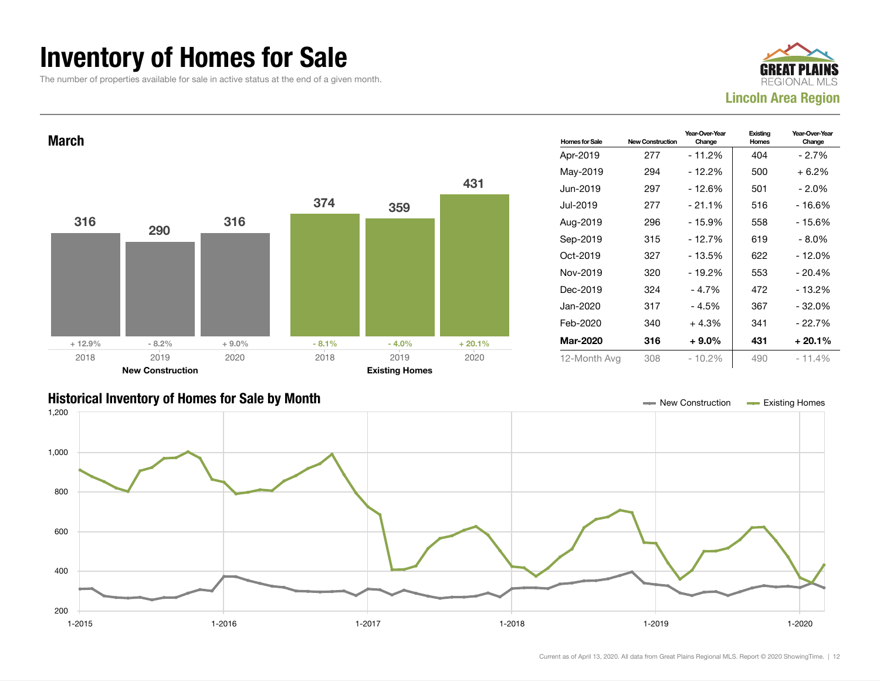# Inventory of Homes for Sale

The number of properties available for sale in active status at the end of a given month.

GREAT PLAINS REGIONAL MLS

**Lincoln Area Region**

## March

| | 2018 | 2019 | 2020 |
|---|---|---|---|
| New Construction | 316 | 290 | 316 |
| Year-Over-Year Change | + 12.9% | - 8.2% | + 9.0% |
| Existing Homes | 374 | 359 | 431 |
| Year-Over-Year Change | - 8.1% | - 4.0% | + 20.1% |

| Homes for Sale | New Construction | Year-Over-Year Change | Existing Homes | Year-Over-Year Change |
|---|---|---|---|---|
| Apr-2019 | 277 | - 11.2% | 404 | - 2.7% |
| May-2019 | 294 | - 12.2% | 500 | + 6.2% |
| Jun-2019 | 297 | - 12.6% | 501 | - 2.0% |
| Jul-2019 | 277 | - 21.1% | 516 | - 16.6% |
| Aug-2019 | 296 | - 15.9% | 558 | - 15.6% |
| Sep-2019 | 315 | - 12.7% | 619 | - 8.0% |
| Oct-2019 | 327 | - 13.5% | 622 | - 12.0% |
| Nov-2019 | 320 | - 19.2% | 553 | - 20.4% |
| Dec-2019 | 324 | - 4.7% | 472 | - 13.2% |
| Jan-2020 | 317 | - 4.5% | 367 | - 32.0% |
| Feb-2020 | 340 | + 4.3% | 341 | - 22.7% |
| **Mar-2020** | **316** | **+ 9.0%** | **431** | **+ 20.1%** |
| 12-Month Avg | 308 | - 10.2% | 490 | - 11.4% |

## Historical Inventory of Homes for Sale by Month

Legend: New Construction, Existing Homes

Current as of April 13, 2020. All data from Great Plains Regional MLS. Report © 2020 ShowingTime.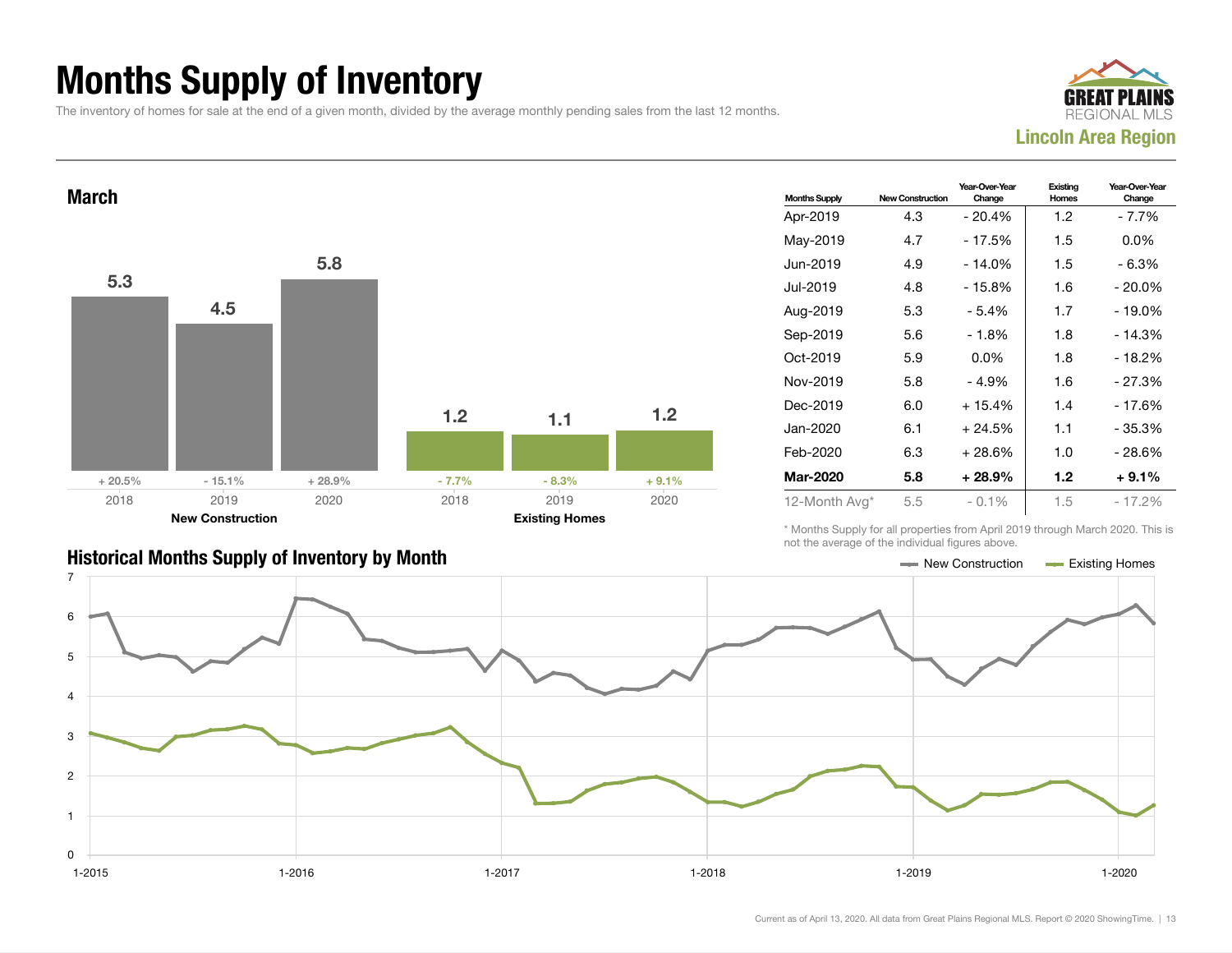# Months Supply of Inventory

The inventory of homes for sale at the end of a given month, divided by the average monthly pending sales from the last 12 months.

**GREAT PLAINS REGIONAL MLS**
**Lincoln Area Region**

## March

| | 2018 | 2019 | 2020 |
|---|---|---|---|
| New Construction | 5.3 | 4.5 | 5.8 |
| | + 20.5% | - 15.1% | + 28.9% |
| Existing Homes | 1.2 | 1.1 | 1.2 |
| | - 7.7% | - 8.3% | + 9.1% |

| Months Supply | New Construction | Year-Over-Year Change | Existing Homes | Year-Over-Year Change |
|---|---|---|---|---|
| Apr-2019 | 4.3 | - 20.4% | 1.2 | - 7.7% |
| May-2019 | 4.7 | - 17.5% | 1.5 | 0.0% |
| Jun-2019 | 4.9 | - 14.0% | 1.5 | - 6.3% |
| Jul-2019 | 4.8 | - 15.8% | 1.6 | - 20.0% |
| Aug-2019 | 5.3 | - 5.4% | 1.7 | - 19.0% |
| Sep-2019 | 5.6 | - 1.8% | 1.8 | - 14.3% |
| Oct-2019 | 5.9 | 0.0% | 1.8 | - 18.2% |
| Nov-2019 | 5.8 | - 4.9% | 1.6 | - 27.3% |
| Dec-2019 | 6.0 | + 15.4% | 1.4 | - 17.6% |
| Jan-2020 | 6.1 | + 24.5% | 1.1 | - 35.3% |
| Feb-2020 | 6.3 | + 28.6% | 1.0 | - 28.6% |
| **Mar-2020** | **5.8** | **+ 28.9%** | **1.2** | **+ 9.1%** |
| 12-Month Avg* | 5.5 | - 0.1% | 1.5 | - 17.2% |

\* Months Supply for all properties from April 2019 through March 2020. This is not the average of the individual figures above.

## Historical Months Supply of Inventory by Month

Legend: New Construction, Existing Homes

Y-axis: 0–7; X-axis: 1-2015, 1-2016, 1-2017, 1-2018, 1-2019, 1-2020

Current as of April 13, 2020. All data from Great Plains Regional MLS. Report © 2020 ShowingTime.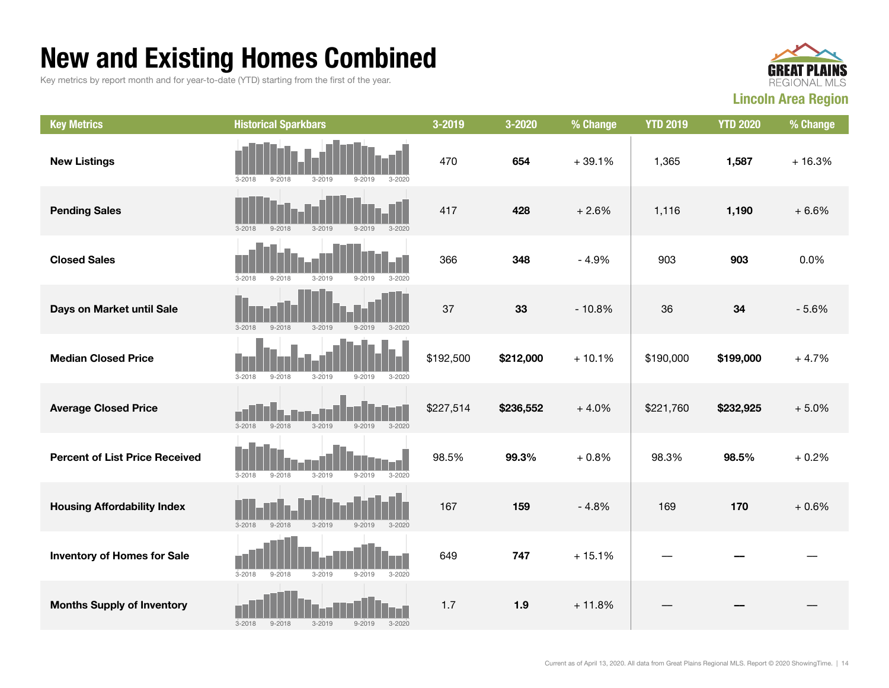# New and Existing Homes Combined

Key metrics by report month and for year-to-date (YTD) starting from the first of the year.

GREAT PLAINS REGIONAL MLS

**Lincoln Area Region**

| Key Metrics | Historical Sparkbars | 3-2019 | 3-2020 | % Change | YTD 2019 | YTD 2020 | % Change |
| --- | --- | --- | --- | --- | --- | --- | --- |
| **New Listings** | 3-2018 9-2018 3-2019 9-2019 3-2020 | 470 | **654** | + 39.1% | 1,365 | **1,587** | + 16.3% |
| **Pending Sales** | 3-2018 9-2018 3-2019 9-2019 3-2020 | 417 | **428** | + 2.6% | 1,116 | **1,190** | + 6.6% |
| **Closed Sales** | 3-2018 9-2018 3-2019 9-2019 3-2020 | 366 | **348** | - 4.9% | 903 | **903** | 0.0% |
| **Days on Market until Sale** | 3-2018 9-2018 3-2019 9-2019 3-2020 | 37 | **33** | - 10.8% | 36 | **34** | - 5.6% |
| **Median Closed Price** | 3-2018 9-2018 3-2019 9-2019 3-2020 | $192,500 | **$212,000** | + 10.1% | $190,000 | **$199,000** | + 4.7% |
| **Average Closed Price** | 3-2018 9-2018 3-2019 9-2019 3-2020 | $227,514 | **$236,552** | + 4.0% | $221,760 | **$232,925** | + 5.0% |
| **Percent of List Price Received** | 3-2018 9-2018 3-2019 9-2019 3-2020 | 98.5% | **99.3%** | + 0.8% | 98.3% | **98.5%** | + 0.2% |
| **Housing Affordability Index** | 3-2018 9-2018 3-2019 9-2019 3-2020 | 167 | **159** | - 4.8% | 169 | **170** | + 0.6% |
| **Inventory of Homes for Sale** | 3-2018 9-2018 3-2019 9-2019 3-2020 | 649 | **747** | + 15.1% | — | **—** | — |
| **Months Supply of Inventory** | 3-2018 9-2018 3-2019 9-2019 3-2020 | 1.7 | **1.9** | + 11.8% | — | **—** | — |

Current as of April 13, 2020. All data from Great Plains Regional MLS. Report © 2020 ShowingTime.